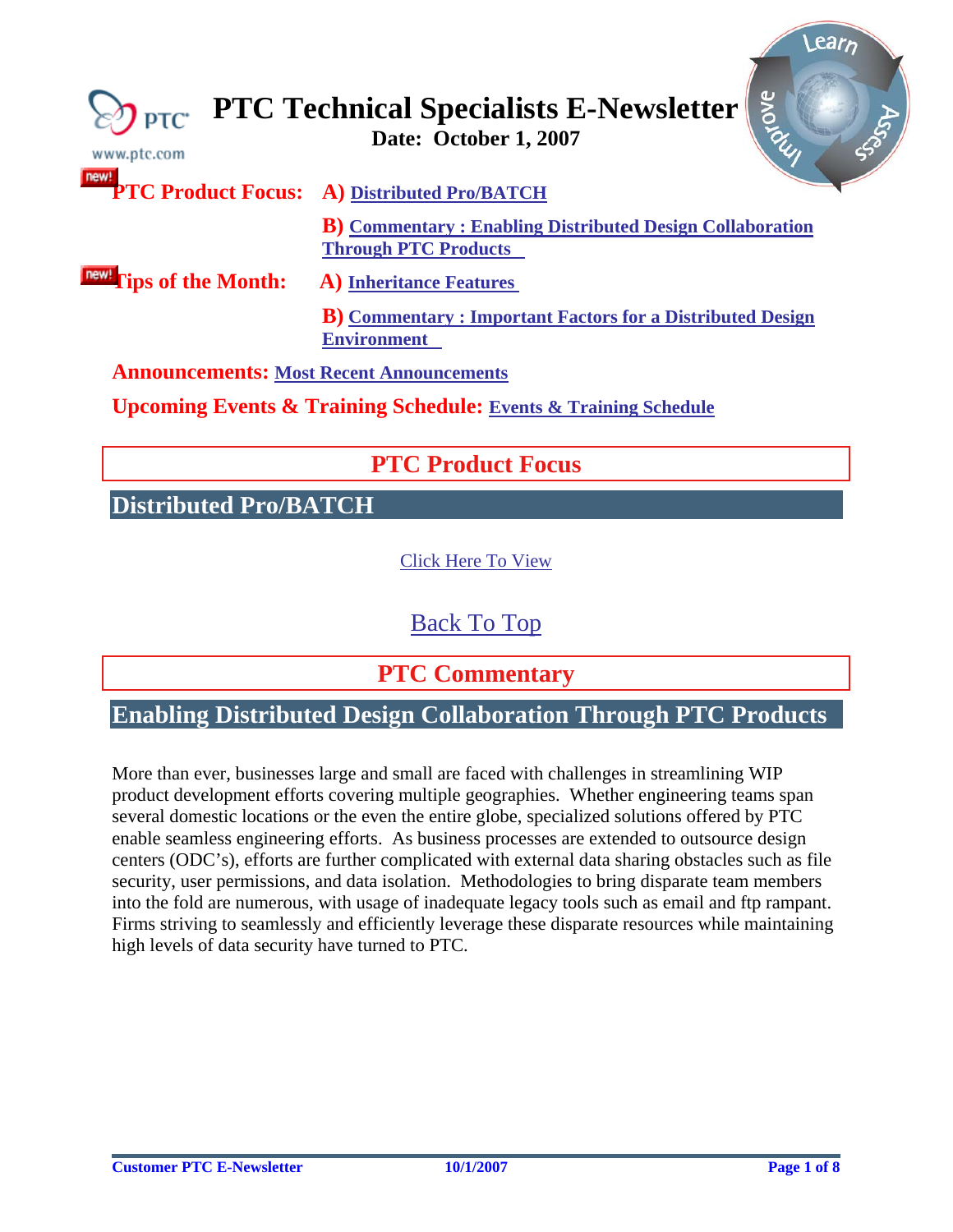# PTC Technical Specialists E-Newsletter

**Date: October 1, 2007**

**PTC Product Focus:** **A)** **Distributed Pro/BATCH**

**B)** **Commentary : Enabling Distributed Design Collaboration Through PTC Products**

**Tips of the Month:** **A)** **Inheritance Features**

**B)** **Commentary : Important Factors for a Distributed Design Environment**

**Announcements:** **Most Recent Announcements**

**Upcoming Events & Training Schedule:** **Events & Training Schedule**

## PTC Product Focus

### Distributed Pro/BATCH

Click Here To View

Back To Top

## PTC Commentary

### Enabling Distributed Design Collaboration Through PTC Products

More than ever, businesses large and small are faced with challenges in streamlining WIP product development efforts covering multiple geographies. Whether engineering teams span several domestic locations or the even the entire globe, specialized solutions offered by PTC enable seamless engineering efforts. As business processes are extended to outsource design centers (ODC's), efforts are further complicated with external data sharing obstacles such as file security, user permissions, and data isolation. Methodologies to bring disparate team members into the fold are numerous, with usage of inadequate legacy tools such as email and ftp rampant. Firms striving to seamlessly and efficiently leverage these disparate resources while maintaining high levels of data security have turned to PTC.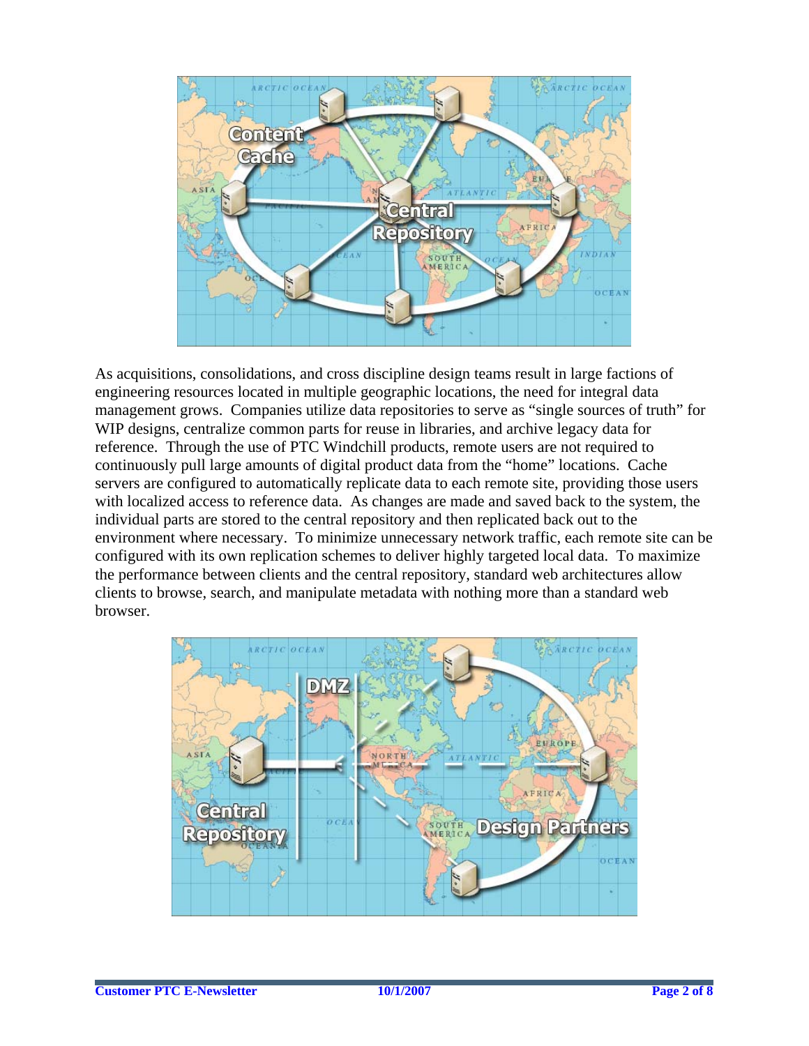As acquisitions, consolidations, and cross discipline design teams result in large factions of engineering resources located in multiple geographic locations, the need for integral data management grows. Companies utilize data repositories to serve as “single sources of truth” for WIP designs, centralize common parts for reuse in libraries, and archive legacy data for reference. Through the use of PTC Windchill products, remote users are not required to continuously pull large amounts of digital product data from the “home” locations. Cache servers are configured to automatically replicate data to each remote site, providing those users with localized access to reference data. As changes are made and saved back to the system, the individual parts are stored to the central repository and then replicated back out to the environment where necessary. To minimize unnecessary network traffic, each remote site can be configured with its own replication schemes to deliver highly targeted local data. To maximize the performance between clients and the central repository, standard web architectures allow clients to browse, search, and manipulate metadata with nothing more than a standard web browser.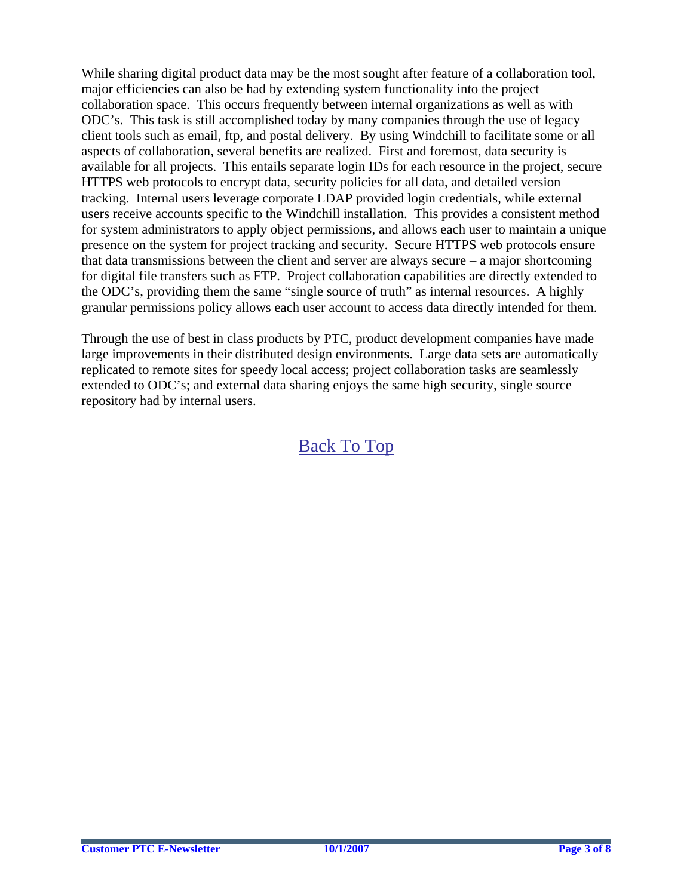While sharing digital product data may be the most sought after feature of a collaboration tool, major efficiencies can also be had by extending system functionality into the project collaboration space. This occurs frequently between internal organizations as well as with ODC's. This task is still accomplished today by many companies through the use of legacy client tools such as email, ftp, and postal delivery. By using Windchill to facilitate some or all aspects of collaboration, several benefits are realized. First and foremost, data security is available for all projects. This entails separate login IDs for each resource in the project, secure HTTPS web protocols to encrypt data, security policies for all data, and detailed version tracking. Internal users leverage corporate LDAP provided login credentials, while external users receive accounts specific to the Windchill installation. This provides a consistent method for system administrators to apply object permissions, and allows each user to maintain a unique presence on the system for project tracking and security. Secure HTTPS web protocols ensure that data transmissions between the client and server are always secure – a major shortcoming for digital file transfers such as FTP. Project collaboration capabilities are directly extended to the ODC's, providing them the same "single source of truth" as internal resources. A highly granular permissions policy allows each user account to access data directly intended for them.

Through the use of best in class products by PTC, product development companies have made large improvements in their distributed design environments. Large data sets are automatically replicated to remote sites for speedy local access; project collaboration tasks are seamlessly extended to ODC's; and external data sharing enjoys the same high security, single source repository had by internal users.

Back To Top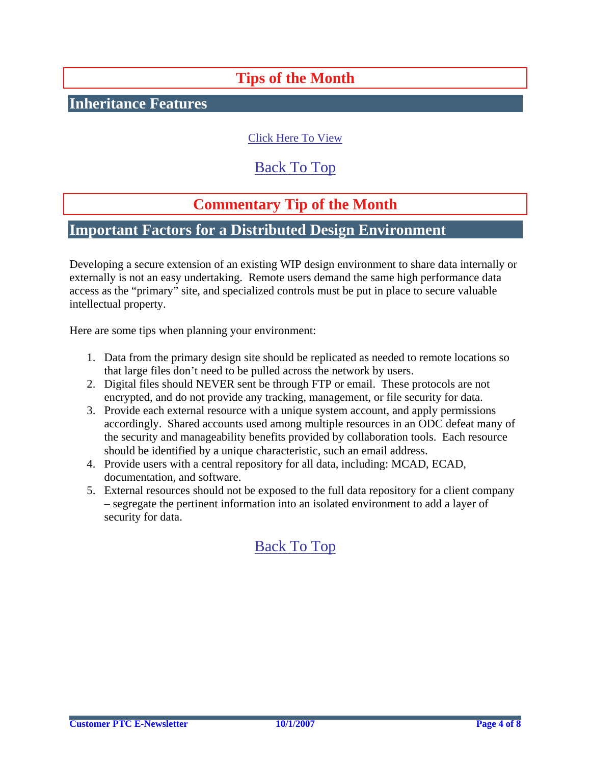# Tips of the Month

## Inheritance Features

Click Here To View

Back To Top

# Commentary Tip of the Month

## Important Factors for a Distributed Design Environment

Developing a secure extension of an existing WIP design environment to share data internally or externally is not an easy undertaking. Remote users demand the same high performance data access as the "primary" site, and specialized controls must be put in place to secure valuable intellectual property.

Here are some tips when planning your environment:

1. Data from the primary design site should be replicated as needed to remote locations so that large files don't need to be pulled across the network by users.
2. Digital files should NEVER sent be through FTP or email. These protocols are not encrypted, and do not provide any tracking, management, or file security for data.
3. Provide each external resource with a unique system account, and apply permissions accordingly. Shared accounts used among multiple resources in an ODC defeat many of the security and manageability benefits provided by collaboration tools. Each resource should be identified by a unique characteristic, such an email address.
4. Provide users with a central repository for all data, including: MCAD, ECAD, documentation, and software.
5. External resources should not be exposed to the full data repository for a client company – segregate the pertinent information into an isolated environment to add a layer of security for data.

Back To Top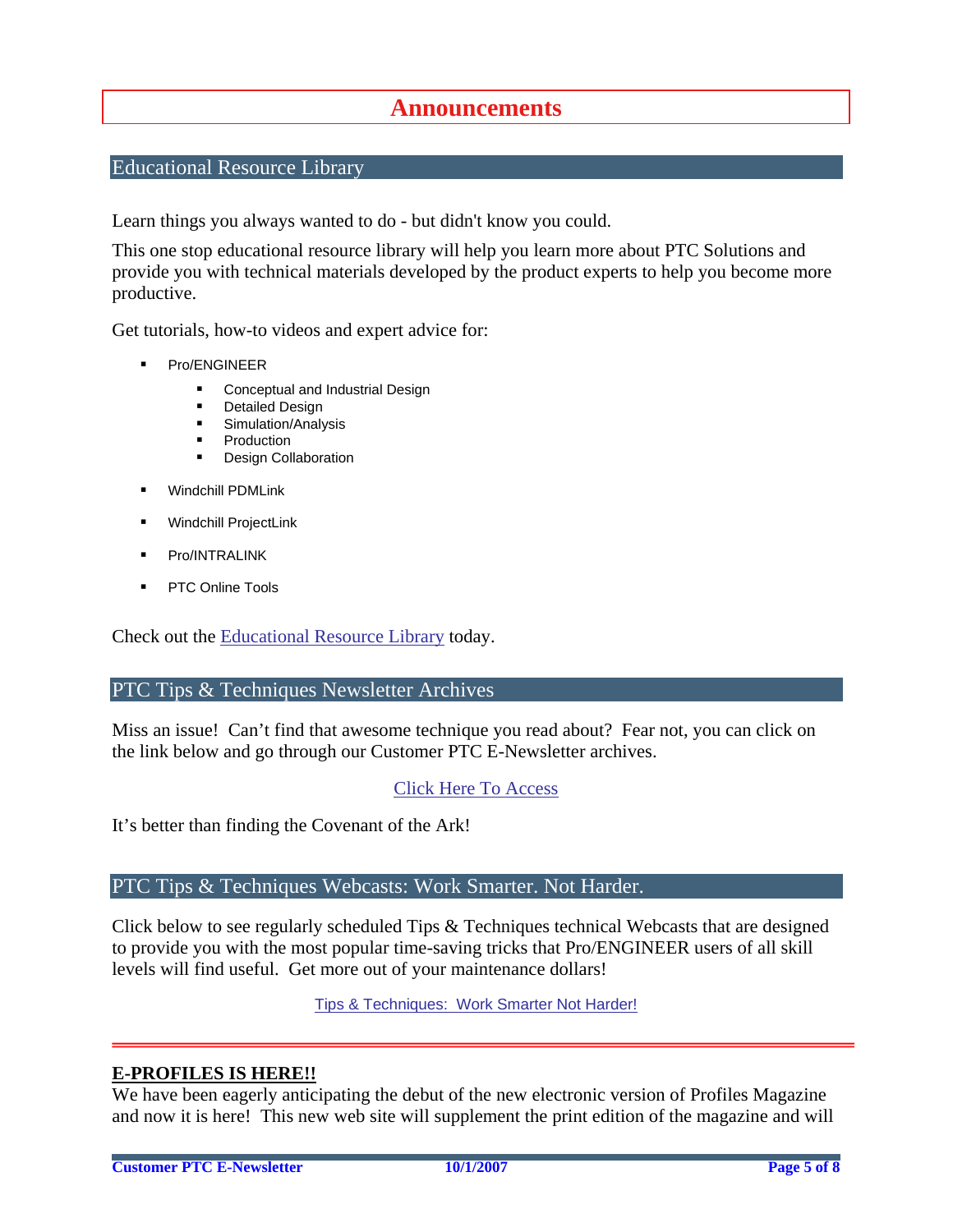# Announcements

## Educational Resource Library

Learn things you always wanted to do - but didn't know you could.

This one stop educational resource library will help you learn more about PTC Solutions and provide you with technical materials developed by the product experts to help you become more productive.

Get tutorials, how-to videos and expert advice for:

- Pro/ENGINEER
  - Conceptual and Industrial Design
  - Detailed Design
  - Simulation/Analysis
  - Production
  - Design Collaboration
- Windchill PDMLink
- Windchill ProjectLink
- Pro/INTRALINK
- PTC Online Tools

Check out the Educational Resource Library today.

## PTC Tips & Techniques Newsletter Archives

Miss an issue! Can't find that awesome technique you read about? Fear not, you can click on the link below and go through our Customer PTC E-Newsletter archives.

Click Here To Access

It's better than finding the Covenant of the Ark!

## PTC Tips & Techniques Webcasts: Work Smarter. Not Harder.

Click below to see regularly scheduled Tips & Techniques technical Webcasts that are designed to provide you with the most popular time-saving tricks that Pro/ENGINEER users of all skill levels will find useful. Get more out of your maintenance dollars!

Tips & Techniques: Work Smarter Not Harder!

---

**E-PROFILES IS HERE!!**

We have been eagerly anticipating the debut of the new electronic version of Profiles Magazine and now it is here! This new web site will supplement the print edition of the magazine and will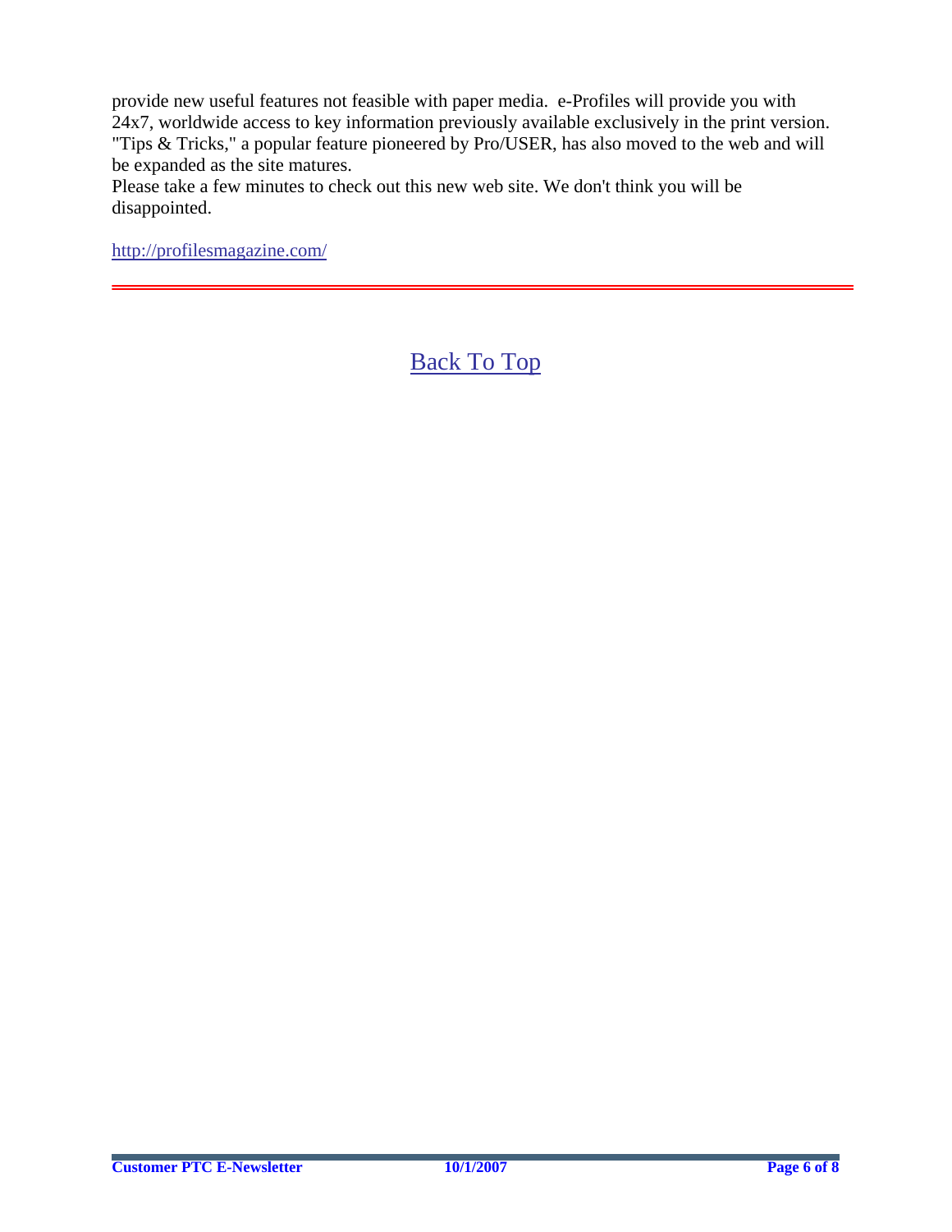provide new useful features not feasible with paper media. e-Profiles will provide you with 24x7, worldwide access to key information previously available exclusively in the print version. "Tips & Tricks," a popular feature pioneered by Pro/USER, has also moved to the web and will be expanded as the site matures.

Please take a few minutes to check out this new web site. We don't think you will be disappointed.

http://profilesmagazine.com/

---

Back To Top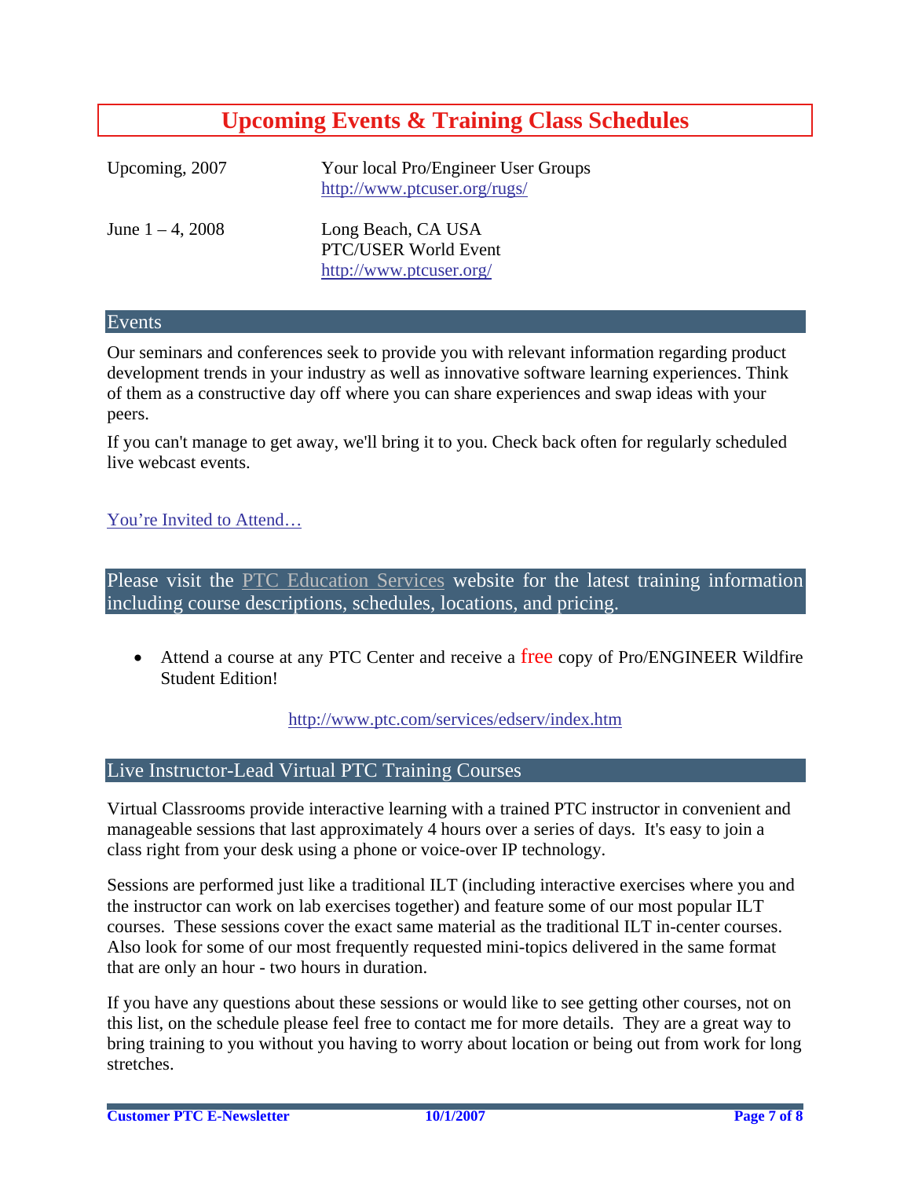## Upcoming Events & Training Class Schedules

| | |
|---|---|
| Upcoming, 2007 | Your local Pro/Engineer User Groups<br>http://www.ptcuser.org/rugs/ |
| June 1 – 4, 2008 | Long Beach, CA USA<br>PTC/USER World Event<br>http://www.ptcuser.org/ |

### Events

Our seminars and conferences seek to provide you with relevant information regarding product development trends in your industry as well as innovative software learning experiences. Think of them as a constructive day off where you can share experiences and swap ideas with your peers.

If you can't manage to get away, we'll bring it to you. Check back often for regularly scheduled live webcast events.

You're Invited to Attend…

### Please visit the PTC Education Services website for the latest training information including course descriptions, schedules, locations, and pricing.

- Attend a course at any PTC Center and receive a **free** copy of Pro/ENGINEER Wildfire Student Edition!

http://www.ptc.com/services/edserv/index.htm

### Live Instructor-Lead Virtual PTC Training Courses

Virtual Classrooms provide interactive learning with a trained PTC instructor in convenient and manageable sessions that last approximately 4 hours over a series of days. It's easy to join a class right from your desk using a phone or voice-over IP technology.

Sessions are performed just like a traditional ILT (including interactive exercises where you and the instructor can work on lab exercises together) and feature some of our most popular ILT courses. These sessions cover the exact same material as the traditional ILT in-center courses. Also look for some of our most frequently requested mini-topics delivered in the same format that are only an hour - two hours in duration.

If you have any questions about these sessions or would like to see getting other courses, not on this list, on the schedule please feel free to contact me for more details. They are a great way to bring training to you without you having to worry about location or being out from work for long stretches.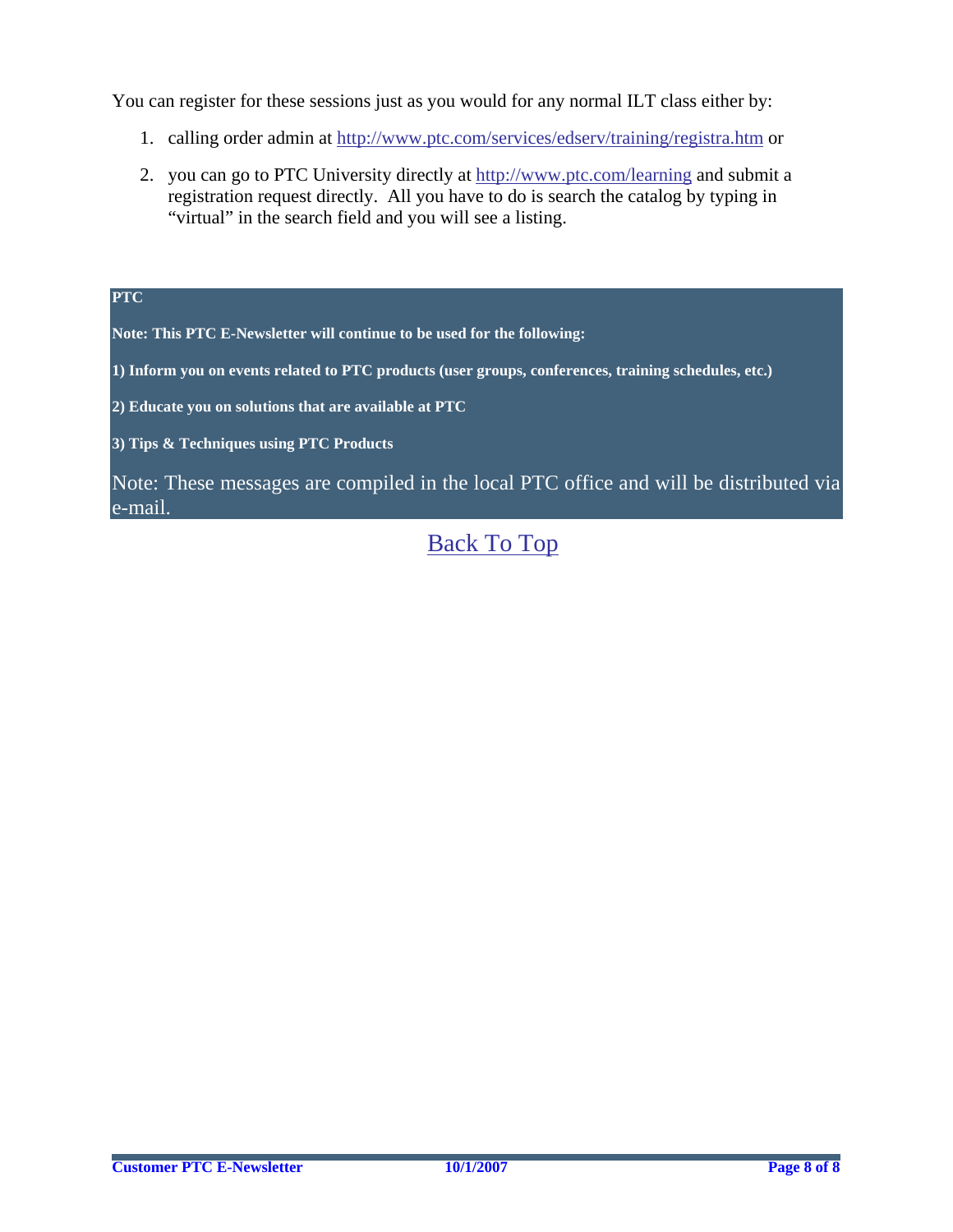You can register for these sessions just as you would for any normal ILT class either by:

1. calling order admin at http://www.ptc.com/services/edserv/training/registra.htm or
2. you can go to PTC University directly at http://www.ptc.com/learning and submit a registration request directly. All you have to do is search the catalog by typing in "virtual" in the search field and you will see a listing.

**PTC**

**Note: This PTC E-Newsletter will continue to be used for the following:**

**1) Inform you on events related to PTC products (user groups, conferences, training schedules, etc.)**

**2) Educate you on solutions that are available at PTC**

**3) Tips & Techniques using PTC Products**

Note: These messages are compiled in the local PTC office and will be distributed via e-mail.

Back To Top